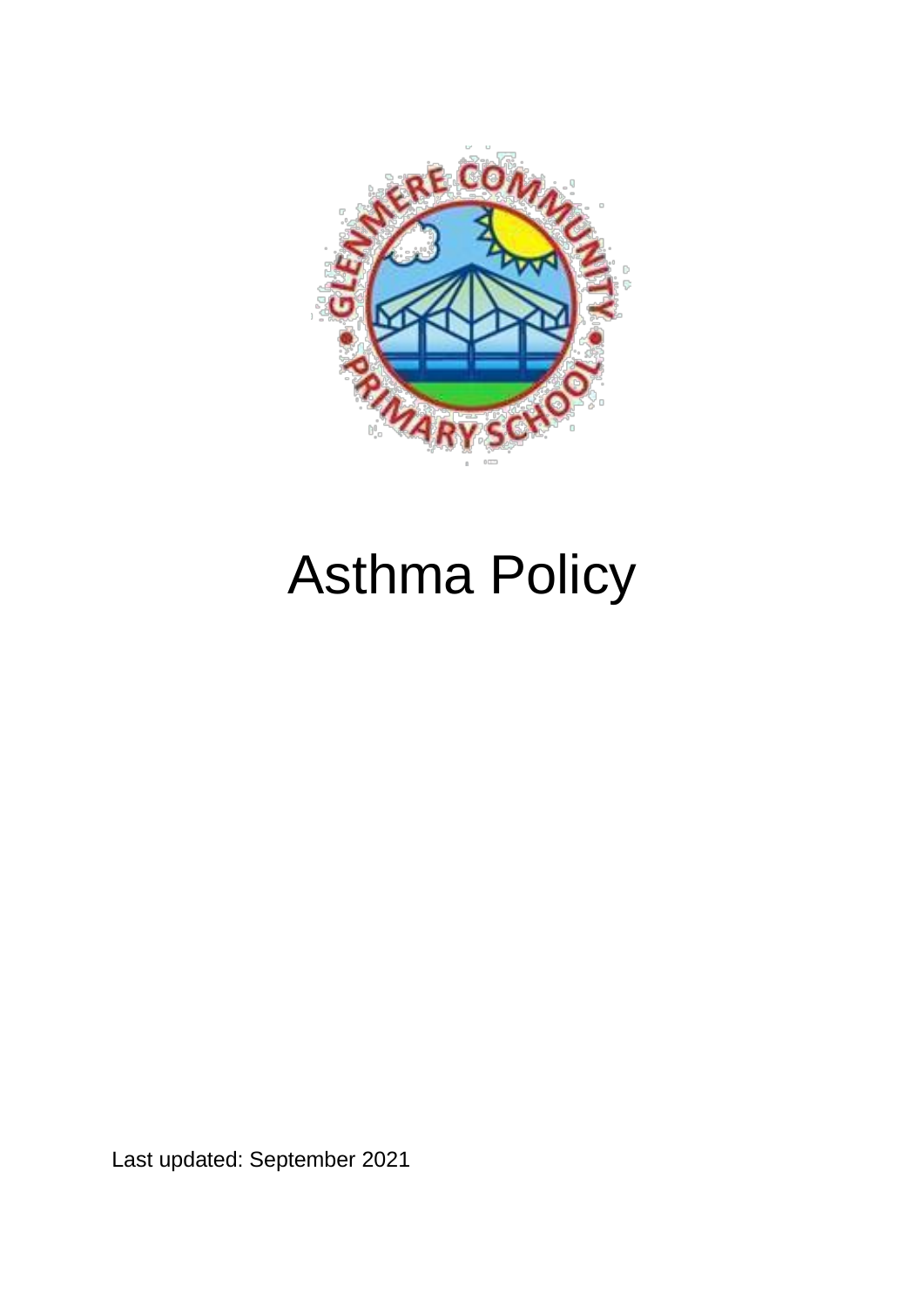# Asthma Policy

Last updated: September 2021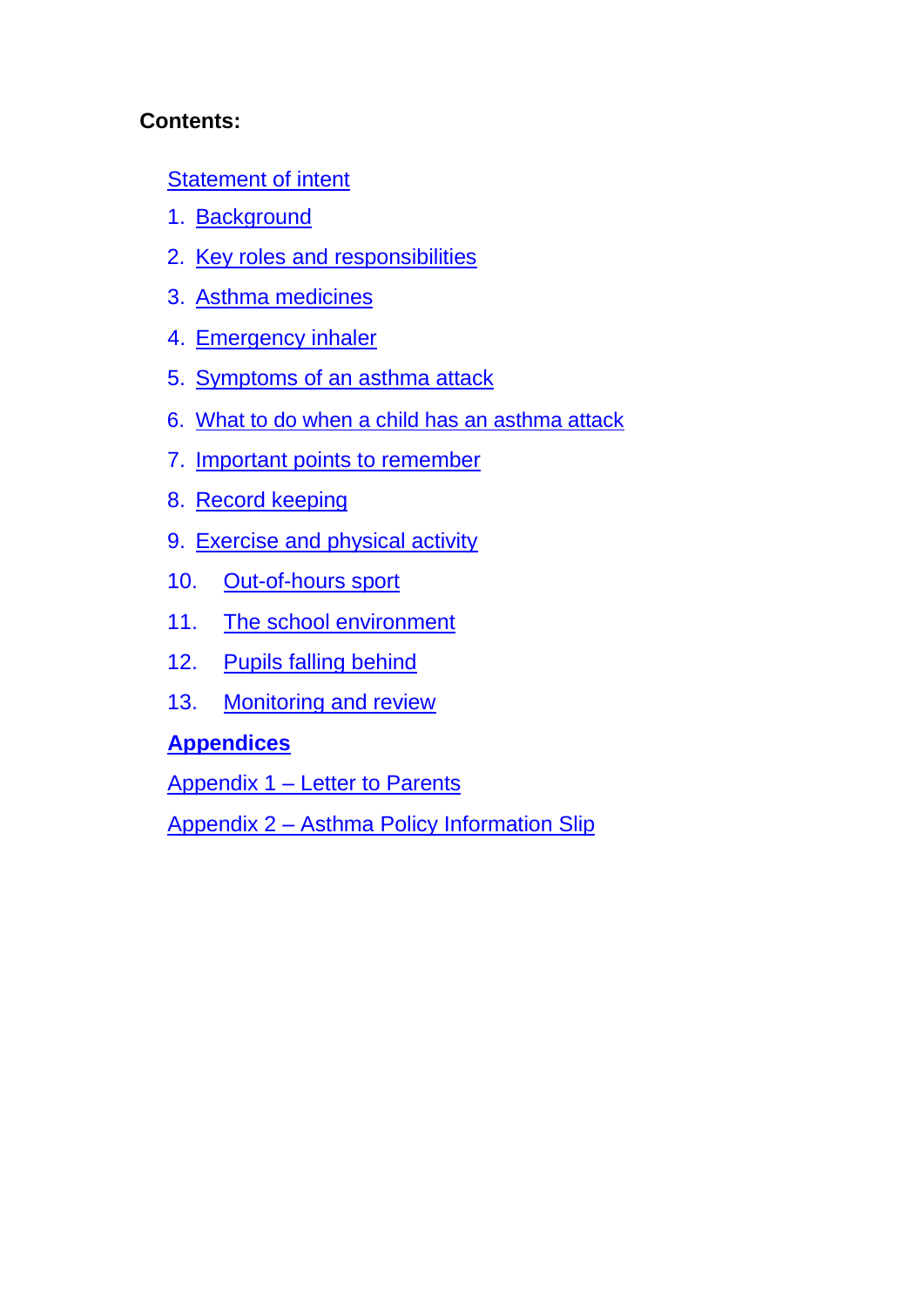**Contents:**

Statement of intent

1. Background
2. Key roles and responsibilities
3. Asthma medicines
4. Emergency inhaler
5. Symptoms of an asthma attack
6. What to do when a child has an asthma attack
7. Important points to remember
8. Record keeping
9. Exercise and physical activity
10. Out-of-hours sport
11. The school environment
12. Pupils falling behind
13. Monitoring and review

**Appendices**

Appendix 1 – Letter to Parents

Appendix 2 – Asthma Policy Information Slip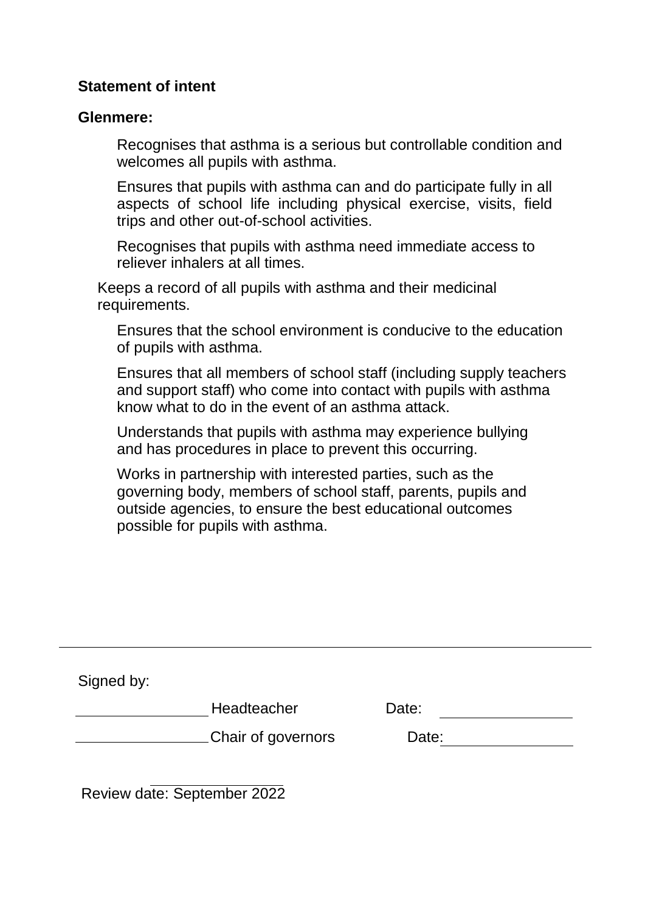**Statement of intent**

**Glenmere:**

- Recognises that asthma is a serious but controllable condition and welcomes all pupils with asthma.
- Ensures that pupils with asthma can and do participate fully in all aspects of school life including physical exercise, visits, field trips and other out-of-school activities.
- Recognises that pupils with asthma need immediate access to reliever inhalers at all times.
- Keeps a record of all pupils with asthma and their medicinal requirements.
- Ensures that the school environment is conducive to the education of pupils with asthma.
- Ensures that all members of school staff (including supply teachers and support staff) who come into contact with pupils with asthma know what to do in the event of an asthma attack.
- Understands that pupils with asthma may experience bullying and has procedures in place to prevent this occurring.
- Works in partnership with interested parties, such as the governing body, members of school staff, parents, pupils and outside agencies, to ensure the best educational outcomes possible for pupils with asthma.

---

Signed by:

\_\_\_\_\_\_\_\_\_\_\_\_\_\_\_\_ Headteacher Date: \_\_\_\_\_\_\_\_\_\_\_\_\_\_\_\_

\_\_\_\_\_\_\_\_\_\_\_\_\_\_\_\_ Chair of governors Date: \_\_\_\_\_\_\_\_\_\_\_\_\_\_\_\_

Review date: September 2022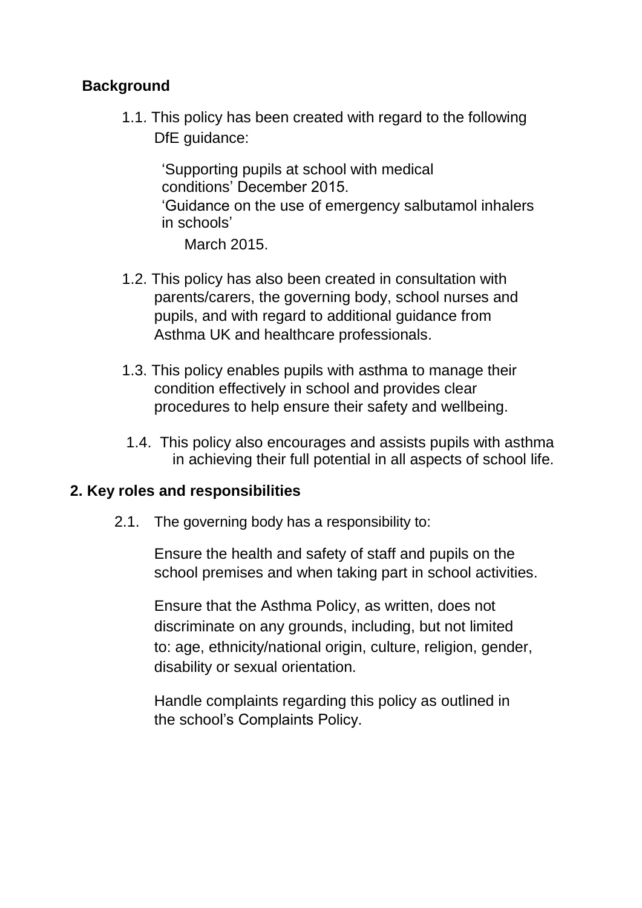## Background

1.1. This policy has been created with regard to the following DfE guidance:

'Supporting pupils at school with medical conditions' December 2015.
'Guidance on the use of emergency salbutamol inhalers in schools'
March 2015.

1.2. This policy has also been created in consultation with parents/carers, the governing body, school nurses and pupils, and with regard to additional guidance from Asthma UK and healthcare professionals.

1.3. This policy enables pupils with asthma to manage their condition effectively in school and provides clear procedures to help ensure their safety and wellbeing.

1.4. This policy also encourages and assists pupils with asthma in achieving their full potential in all aspects of school life.

## 2. Key roles and responsibilities

2.1. The governing body has a responsibility to:

Ensure the health and safety of staff and pupils on the school premises and when taking part in school activities.

Ensure that the Asthma Policy, as written, does not discriminate on any grounds, including, but not limited to: age, ethnicity/national origin, culture, religion, gender, disability or sexual orientation.

Handle complaints regarding this policy as outlined in the school's Complaints Policy.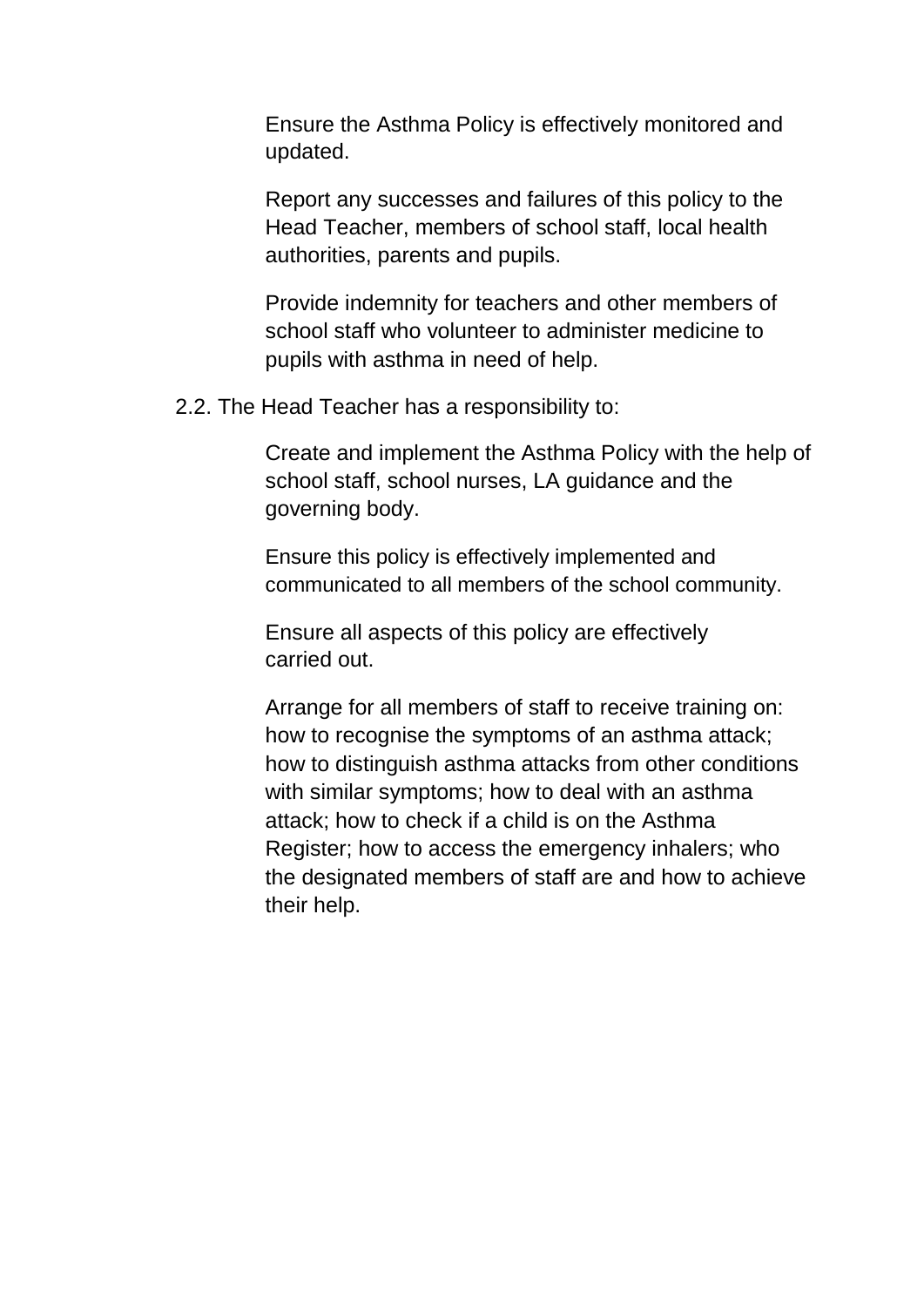Ensure the Asthma Policy is effectively monitored and updated.

Report any successes and failures of this policy to the Head Teacher, members of school staff, local health authorities, parents and pupils.

Provide indemnity for teachers and other members of school staff who volunteer to administer medicine to pupils with asthma in need of help.

2.2. The Head Teacher has a responsibility to:

Create and implement the Asthma Policy with the help of school staff, school nurses, LA guidance and the governing body.

Ensure this policy is effectively implemented and communicated to all members of the school community.

Ensure all aspects of this policy are effectively carried out.

Arrange for all members of staff to receive training on: how to recognise the symptoms of an asthma attack; how to distinguish asthma attacks from other conditions with similar symptoms; how to deal with an asthma attack; how to check if a child is on the Asthma Register; how to access the emergency inhalers; who the designated members of staff are and how to achieve their help.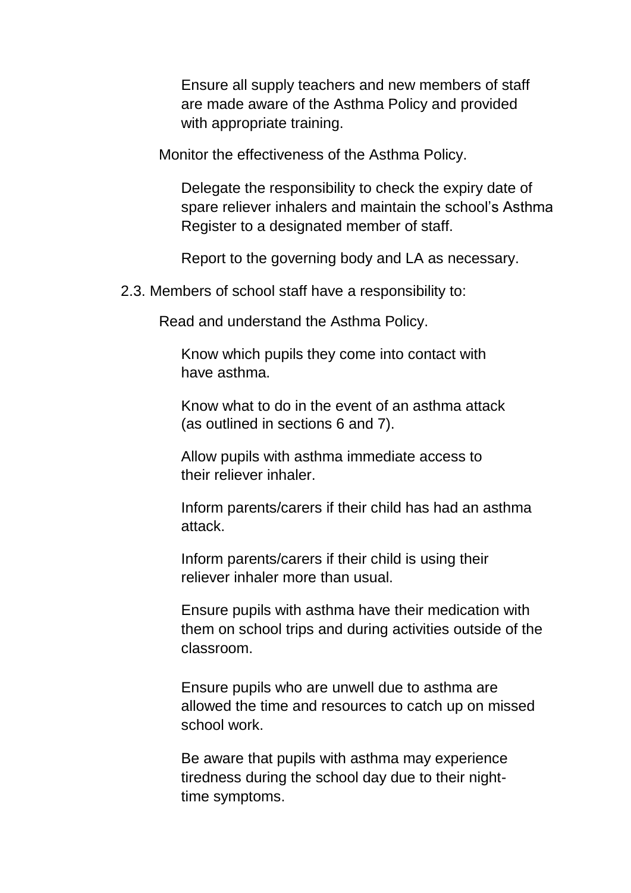- Ensure all supply teachers and new members of staff are made aware of the Asthma Policy and provided with appropriate training.
- Monitor the effectiveness of the Asthma Policy.
- Delegate the responsibility to check the expiry date of spare reliever inhalers and maintain the school's Asthma Register to a designated member of staff.
- Report to the governing body and LA as necessary.

2.3. Members of school staff have a responsibility to:

- Read and understand the Asthma Policy.
- Know which pupils they come into contact with have asthma.
- Know what to do in the event of an asthma attack (as outlined in sections 6 and 7).
- Allow pupils with asthma immediate access to their reliever inhaler.
- Inform parents/carers if their child has had an asthma attack.
- Inform parents/carers if their child is using their reliever inhaler more than usual.
- Ensure pupils with asthma have their medication with them on school trips and during activities outside of the classroom.
- Ensure pupils who are unwell due to asthma are allowed the time and resources to catch up on missed school work.
- Be aware that pupils with asthma may experience tiredness during the school day due to their night-time symptoms.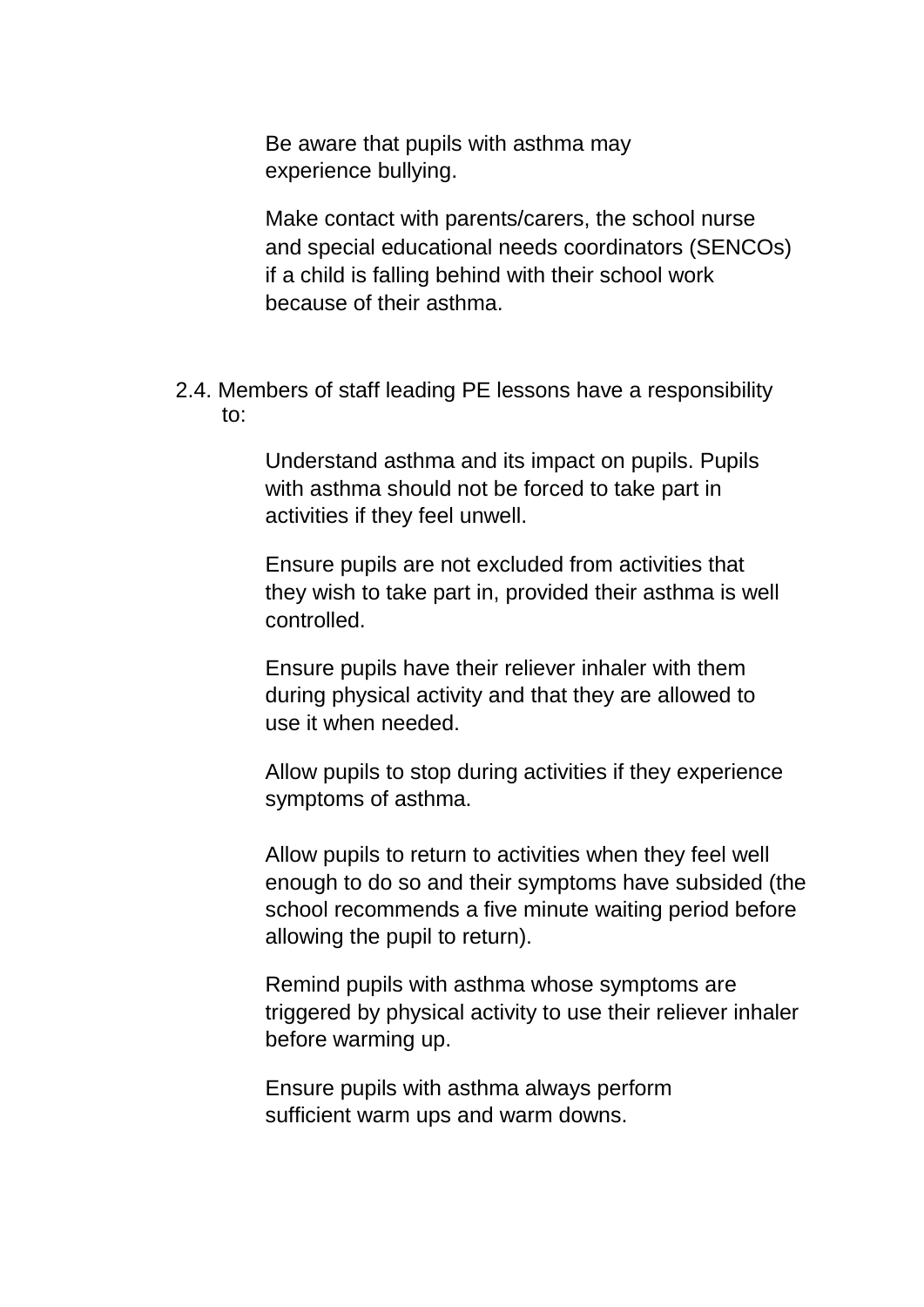Be aware that pupils with asthma may experience bullying.

Make contact with parents/carers, the school nurse and special educational needs coordinators (SENCOs) if a child is falling behind with their school work because of their asthma.

2.4. Members of staff leading PE lessons have a responsibility to:

Understand asthma and its impact on pupils. Pupils with asthma should not be forced to take part in activities if they feel unwell.

Ensure pupils are not excluded from activities that they wish to take part in, provided their asthma is well controlled.

Ensure pupils have their reliever inhaler with them during physical activity and that they are allowed to use it when needed.

Allow pupils to stop during activities if they experience symptoms of asthma.

Allow pupils to return to activities when they feel well enough to do so and their symptoms have subsided (the school recommends a five minute waiting period before allowing the pupil to return).

Remind pupils with asthma whose symptoms are triggered by physical activity to use their reliever inhaler before warming up.

Ensure pupils with asthma always perform sufficient warm ups and warm downs.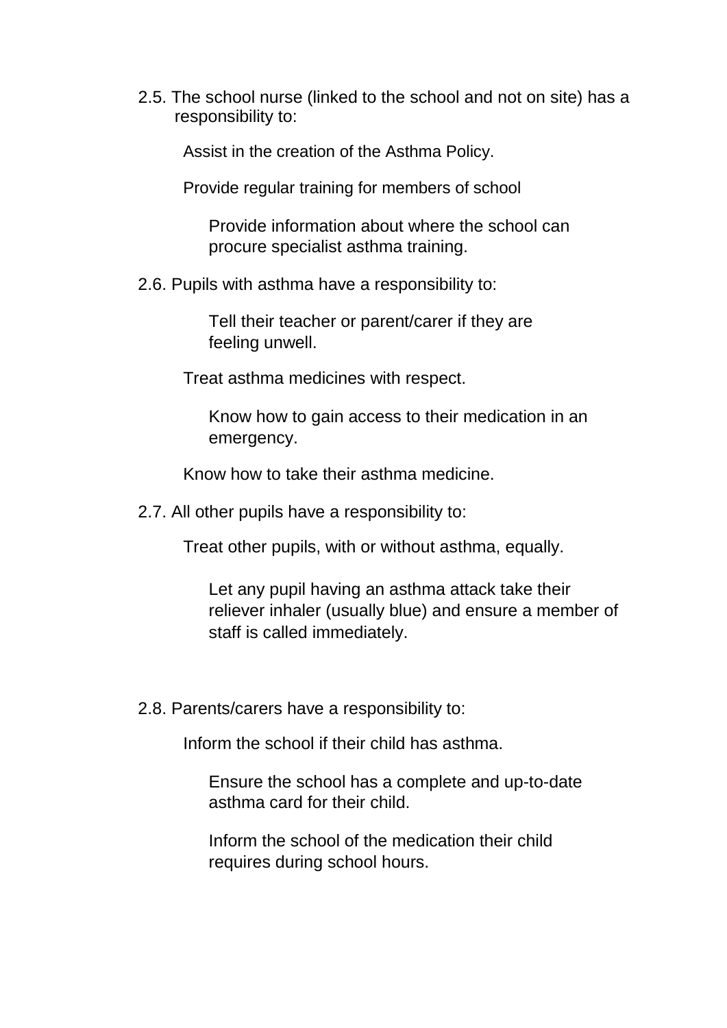2.5. The school nurse (linked to the school and not on site) has a responsibility to:

- Assist in the creation of the Asthma Policy.
- Provide regular training for members of school
- Provide information about where the school can procure specialist asthma training.

2.6. Pupils with asthma have a responsibility to:

- Tell their teacher or parent/carer if they are feeling unwell.
- Treat asthma medicines with respect.
- Know how to gain access to their medication in an emergency.
- Know how to take their asthma medicine.

2.7. All other pupils have a responsibility to:

- Treat other pupils, with or without asthma, equally.
- Let any pupil having an asthma attack take their reliever inhaler (usually blue) and ensure a member of staff is called immediately.

2.8. Parents/carers have a responsibility to:

- Inform the school if their child has asthma.
- Ensure the school has a complete and up-to-date asthma card for their child.
- Inform the school of the medication their child requires during school hours.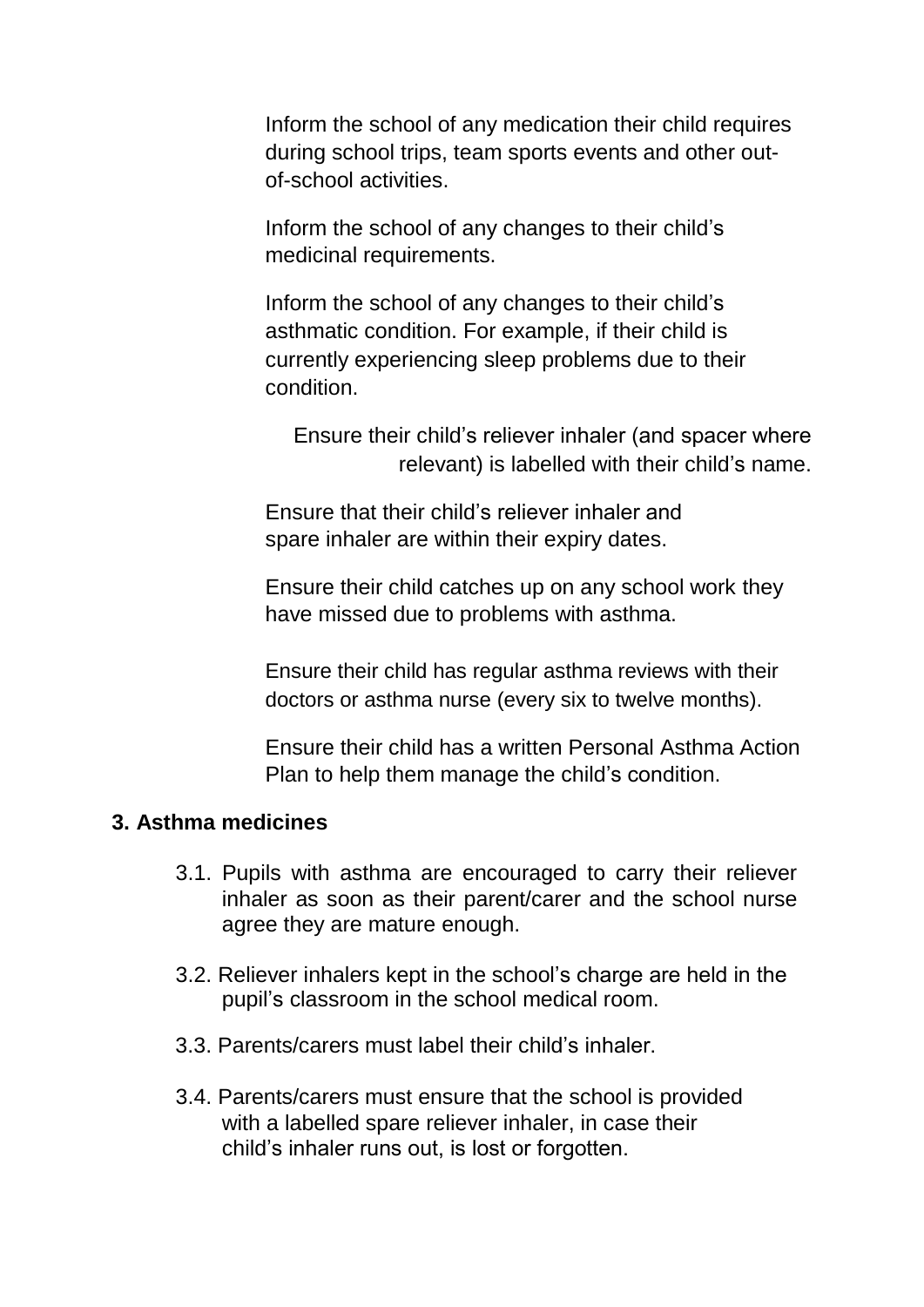Inform the school of any medication their child requires during school trips, team sports events and other out-of-school activities.

Inform the school of any changes to their child's medicinal requirements.

Inform the school of any changes to their child's asthmatic condition. For example, if their child is currently experiencing sleep problems due to their condition.

Ensure their child's reliever inhaler (and spacer where relevant) is labelled with their child's name.

Ensure that their child's reliever inhaler and spare inhaler are within their expiry dates.

Ensure their child catches up on any school work they have missed due to problems with asthma.

Ensure their child has regular asthma reviews with their doctors or asthma nurse (every six to twelve months).

Ensure their child has a written Personal Asthma Action Plan to help them manage the child's condition.

## 3. Asthma medicines

3.1. Pupils with asthma are encouraged to carry their reliever inhaler as soon as their parent/carer and the school nurse agree they are mature enough.

3.2. Reliever inhalers kept in the school's charge are held in the pupil's classroom in the school medical room.

3.3. Parents/carers must label their child's inhaler.

3.4. Parents/carers must ensure that the school is provided with a labelled spare reliever inhaler, in case their child's inhaler runs out, is lost or forgotten.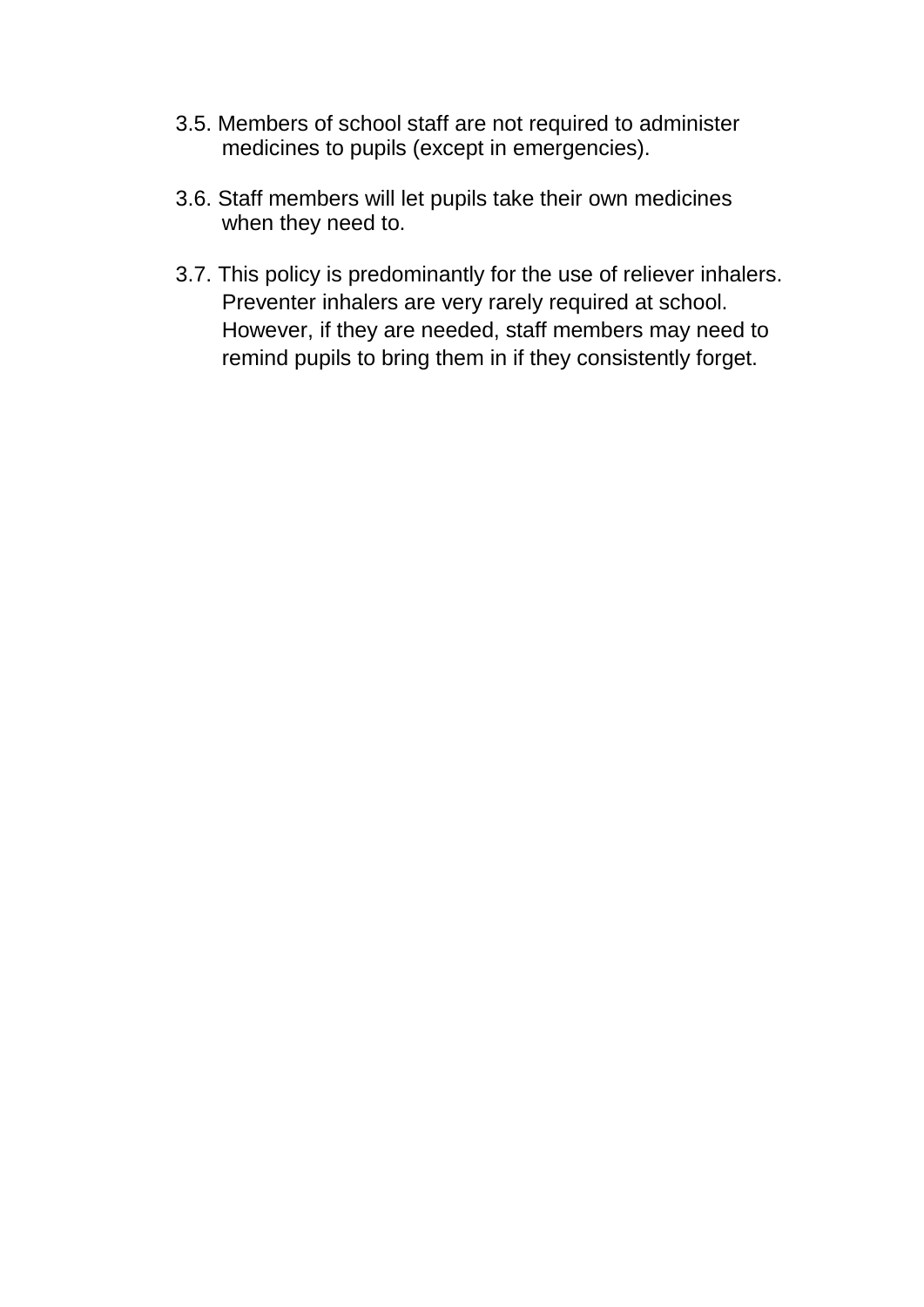3.5. Members of school staff are not required to administer medicines to pupils (except in emergencies).

3.6. Staff members will let pupils take their own medicines when they need to.

3.7. This policy is predominantly for the use of reliever inhalers. Preventer inhalers are very rarely required at school. However, if they are needed, staff members may need to remind pupils to bring them in if they consistently forget.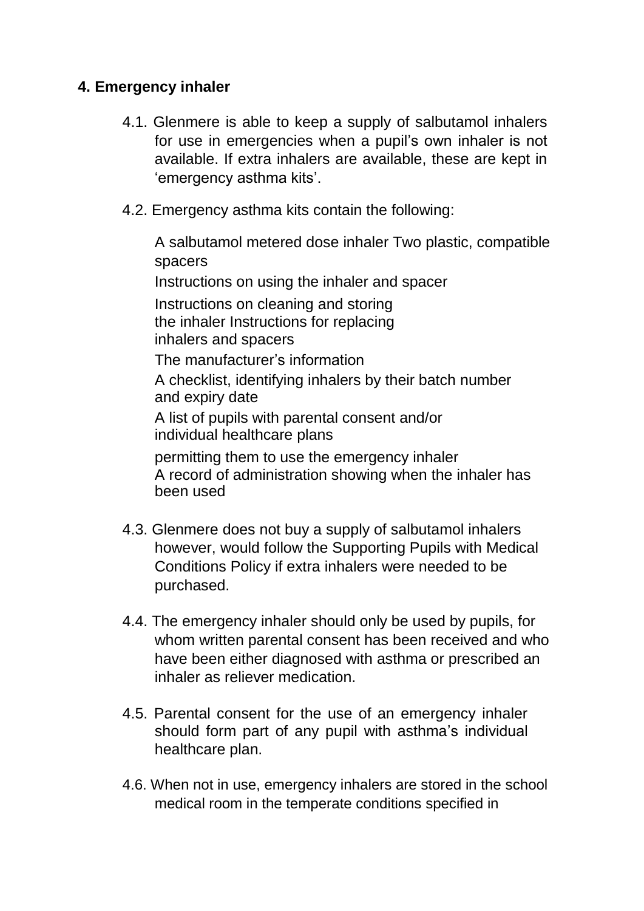## 4. Emergency inhaler

4.1. Glenmere is able to keep a supply of salbutamol inhalers for use in emergencies when a pupil's own inhaler is not available. If extra inhalers are available, these are kept in 'emergency asthma kits'.

4.2. Emergency asthma kits contain the following:

A salbutamol metered dose inhaler Two plastic, compatible spacers

Instructions on using the inhaler and spacer

Instructions on cleaning and storing the inhaler Instructions for replacing inhalers and spacers

The manufacturer's information

A checklist, identifying inhalers by their batch number and expiry date

A list of pupils with parental consent and/or individual healthcare plans

permitting them to use the emergency inhaler A record of administration showing when the inhaler has been used

4.3. Glenmere does not buy a supply of salbutamol inhalers however, would follow the Supporting Pupils with Medical Conditions Policy if extra inhalers were needed to be purchased.

4.4. The emergency inhaler should only be used by pupils, for whom written parental consent has been received and who have been either diagnosed with asthma or prescribed an inhaler as reliever medication.

4.5. Parental consent for the use of an emergency inhaler should form part of any pupil with asthma's individual healthcare plan.

4.6. When not in use, emergency inhalers are stored in the school medical room in the temperate conditions specified in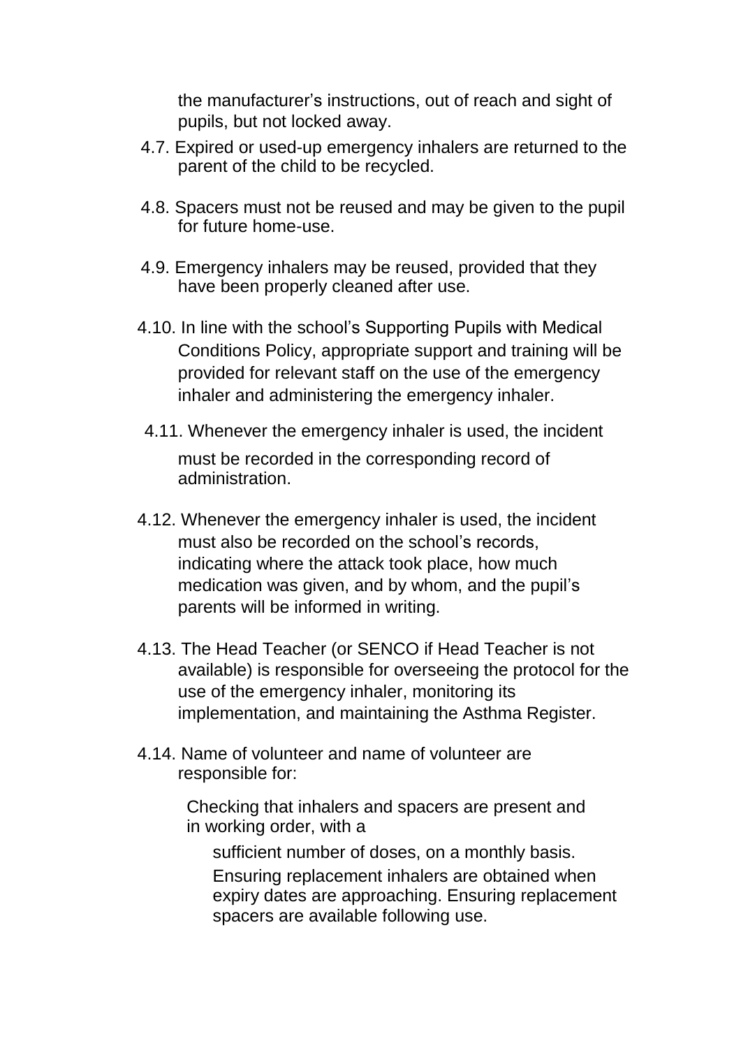the manufacturer's instructions, out of reach and sight of pupils, but not locked away.

4.7. Expired or used-up emergency inhalers are returned to the parent of the child to be recycled.

4.8. Spacers must not be reused and may be given to the pupil for future home-use.

4.9. Emergency inhalers may be reused, provided that they have been properly cleaned after use.

4.10. In line with the school's Supporting Pupils with Medical Conditions Policy, appropriate support and training will be provided for relevant staff on the use of the emergency inhaler and administering the emergency inhaler.

4.11. Whenever the emergency inhaler is used, the incident must be recorded in the corresponding record of administration.

4.12. Whenever the emergency inhaler is used, the incident must also be recorded on the school's records, indicating where the attack took place, how much medication was given, and by whom, and the pupil's parents will be informed in writing.

4.13. The Head Teacher (or SENCO if Head Teacher is not available) is responsible for overseeing the protocol for the use of the emergency inhaler, monitoring its implementation, and maintaining the Asthma Register.

4.14. Name of volunteer and name of volunteer are responsible for:

Checking that inhalers and spacers are present and in working order, with a

sufficient number of doses, on a monthly basis.

Ensuring replacement inhalers are obtained when expiry dates are approaching. Ensuring replacement spacers are available following use.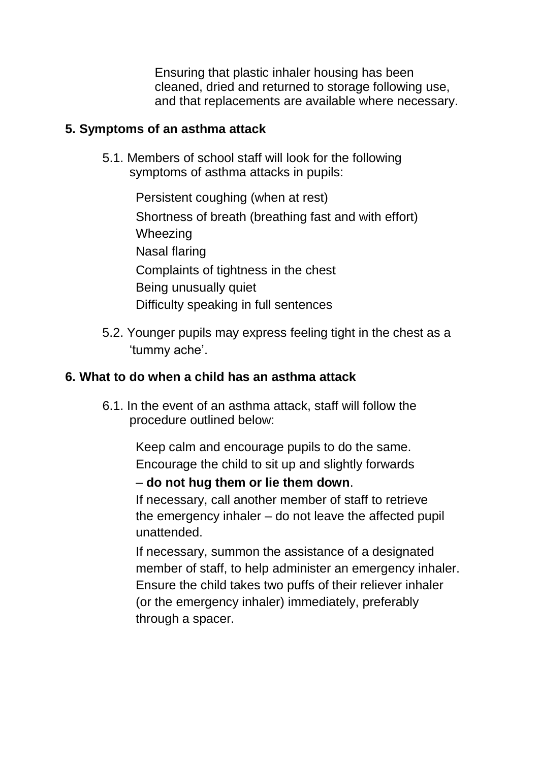- Ensuring that plastic inhaler housing has been cleaned, dried and returned to storage following use, and that replacements are available where necessary.

## 5. Symptoms of an asthma attack

5.1. Members of school staff will look for the following symptoms of asthma attacks in pupils:

- Persistent coughing (when at rest)
- Shortness of breath (breathing fast and with effort)
- Wheezing
- Nasal flaring
- Complaints of tightness in the chest
- Being unusually quiet
- Difficulty speaking in full sentences

5.2. Younger pupils may express feeling tight in the chest as a 'tummy ache'.

## 6. What to do when a child has an asthma attack

6.1. In the event of an asthma attack, staff will follow the procedure outlined below:

- Keep calm and encourage pupils to do the same.
- Encourage the child to sit up and slightly forwards – **do not hug them or lie them down**.
- If necessary, call another member of staff to retrieve the emergency inhaler – do not leave the affected pupil unattended.
- If necessary, summon the assistance of a designated member of staff, to help administer an emergency inhaler.
- Ensure the child takes two puffs of their reliever inhaler (or the emergency inhaler) immediately, preferably through a spacer.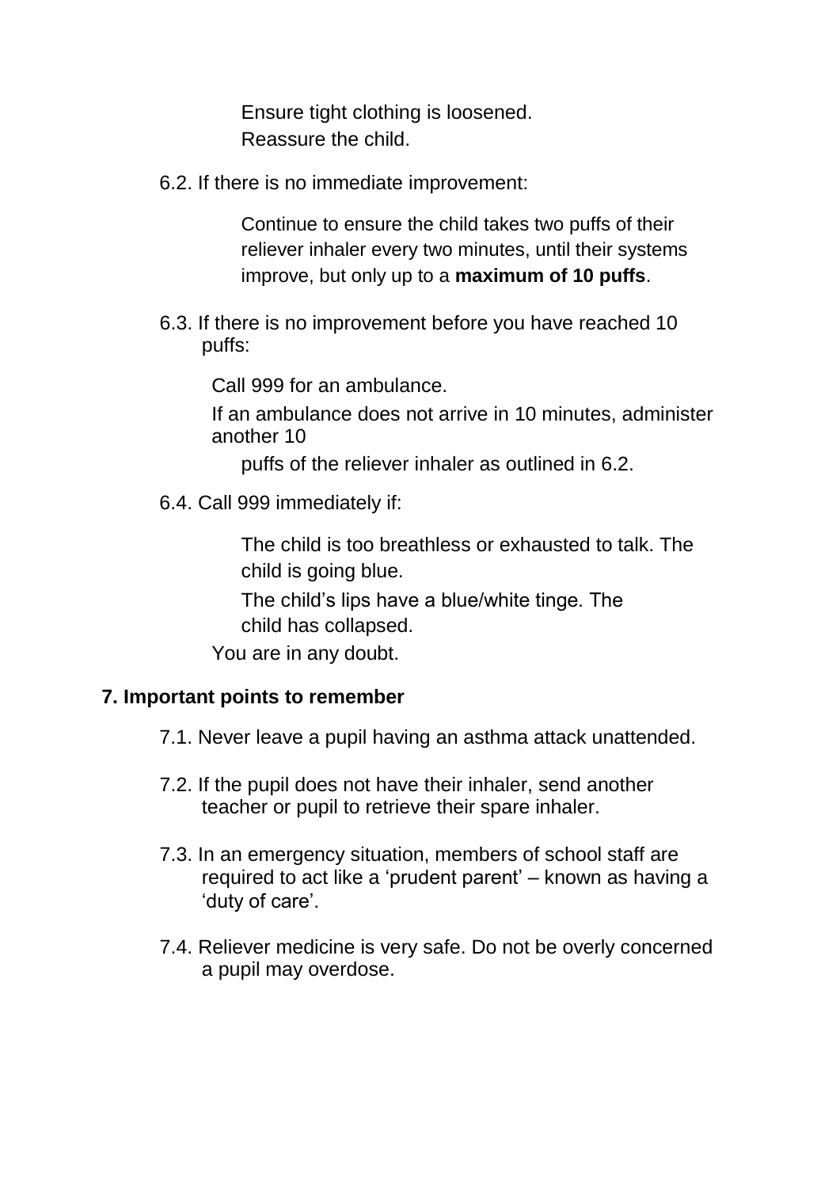Ensure tight clothing is loosened.

Reassure the child.

6.2. If there is no immediate improvement:

Continue to ensure the child takes two puffs of their reliever inhaler every two minutes, until their systems improve, but only up to a **maximum of 10 puffs**.

6.3. If there is no improvement before you have reached 10 puffs:

Call 999 for an ambulance.

If an ambulance does not arrive in 10 minutes, administer another 10 puffs of the reliever inhaler as outlined in 6.2.

6.4. Call 999 immediately if:

The child is too breathless or exhausted to talk. The child is going blue.

The child's lips have a blue/white tinge. The child has collapsed.

You are in any doubt.

## 7. Important points to remember

7.1. Never leave a pupil having an asthma attack unattended.

7.2. If the pupil does not have their inhaler, send another teacher or pupil to retrieve their spare inhaler.

7.3. In an emergency situation, members of school staff are required to act like a 'prudent parent' – known as having a 'duty of care'.

7.4. Reliever medicine is very safe. Do not be overly concerned a pupil may overdose.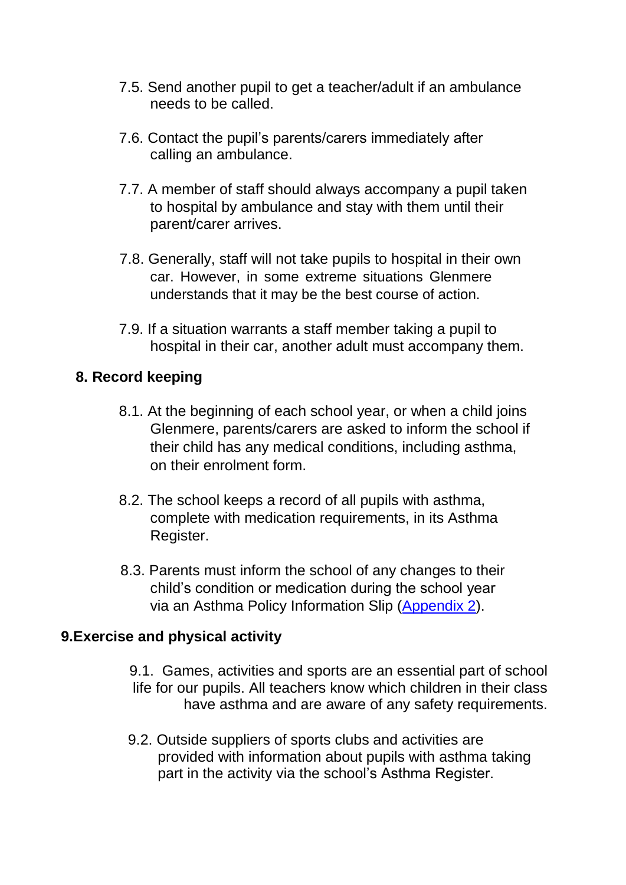7.5. Send another pupil to get a teacher/adult if an ambulance needs to be called.

7.6. Contact the pupil's parents/carers immediately after calling an ambulance.

7.7. A member of staff should always accompany a pupil taken to hospital by ambulance and stay with them until their parent/carer arrives.

7.8. Generally, staff will not take pupils to hospital in their own car. However, in some extreme situations Glenmere understands that it may be the best course of action.

7.9. If a situation warrants a staff member taking a pupil to hospital in their car, another adult must accompany them.

## 8. Record keeping

8.1. At the beginning of each school year, or when a child joins Glenmere, parents/carers are asked to inform the school if their child has any medical conditions, including asthma, on their enrolment form.

8.2. The school keeps a record of all pupils with asthma, complete with medication requirements, in its Asthma Register.

8.3. Parents must inform the school of any changes to their child's condition or medication during the school year via an Asthma Policy Information Slip (Appendix 2).

## 9. Exercise and physical activity

9.1. Games, activities and sports are an essential part of school life for our pupils. All teachers know which children in their class have asthma and are aware of any safety requirements.

9.2. Outside suppliers of sports clubs and activities are provided with information about pupils with asthma taking part in the activity via the school's Asthma Register.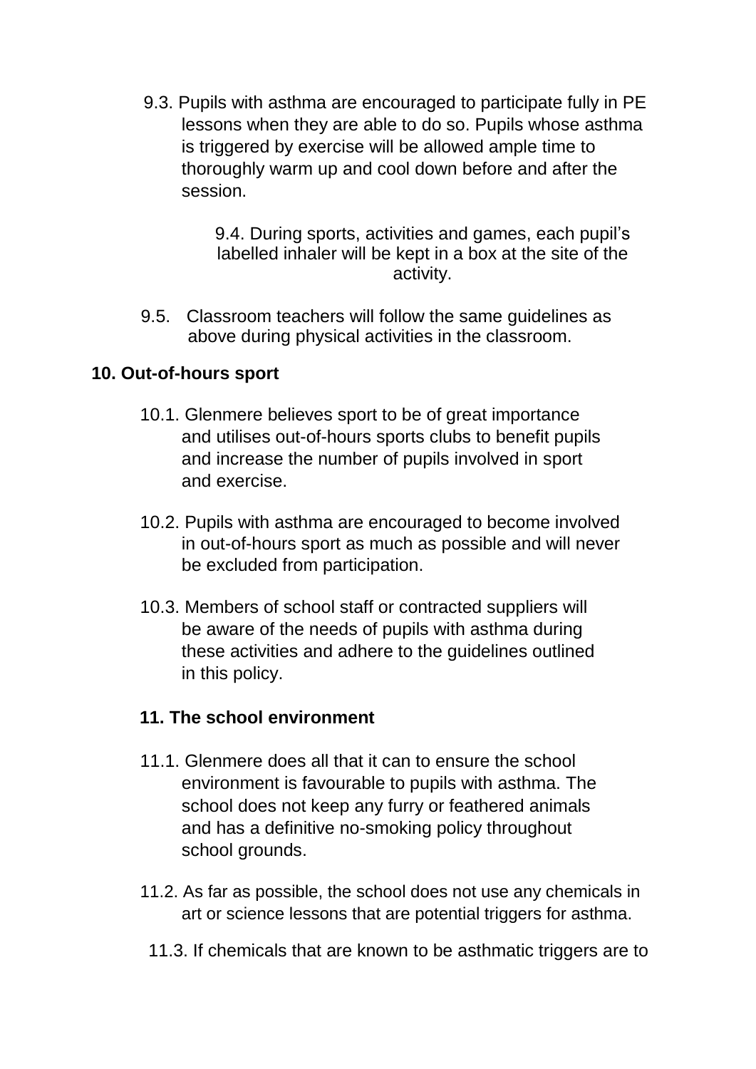9.3. Pupils with asthma are encouraged to participate fully in PE lessons when they are able to do so. Pupils whose asthma is triggered by exercise will be allowed ample time to thoroughly warm up and cool down before and after the session.

9.4. During sports, activities and games, each pupil's labelled inhaler will be kept in a box at the site of the activity.

9.5. Classroom teachers will follow the same guidelines as above during physical activities in the classroom.

## 10. Out-of-hours sport

10.1. Glenmere believes sport to be of great importance and utilises out-of-hours sports clubs to benefit pupils and increase the number of pupils involved in sport and exercise.

10.2. Pupils with asthma are encouraged to become involved in out-of-hours sport as much as possible and will never be excluded from participation.

10.3. Members of school staff or contracted suppliers will be aware of the needs of pupils with asthma during these activities and adhere to the guidelines outlined in this policy.

## 11. The school environment

11.1. Glenmere does all that it can to ensure the school environment is favourable to pupils with asthma. The school does not keep any furry or feathered animals and has a definitive no-smoking policy throughout school grounds.

11.2. As far as possible, the school does not use any chemicals in art or science lessons that are potential triggers for asthma.

11.3. If chemicals that are known to be asthmatic triggers are to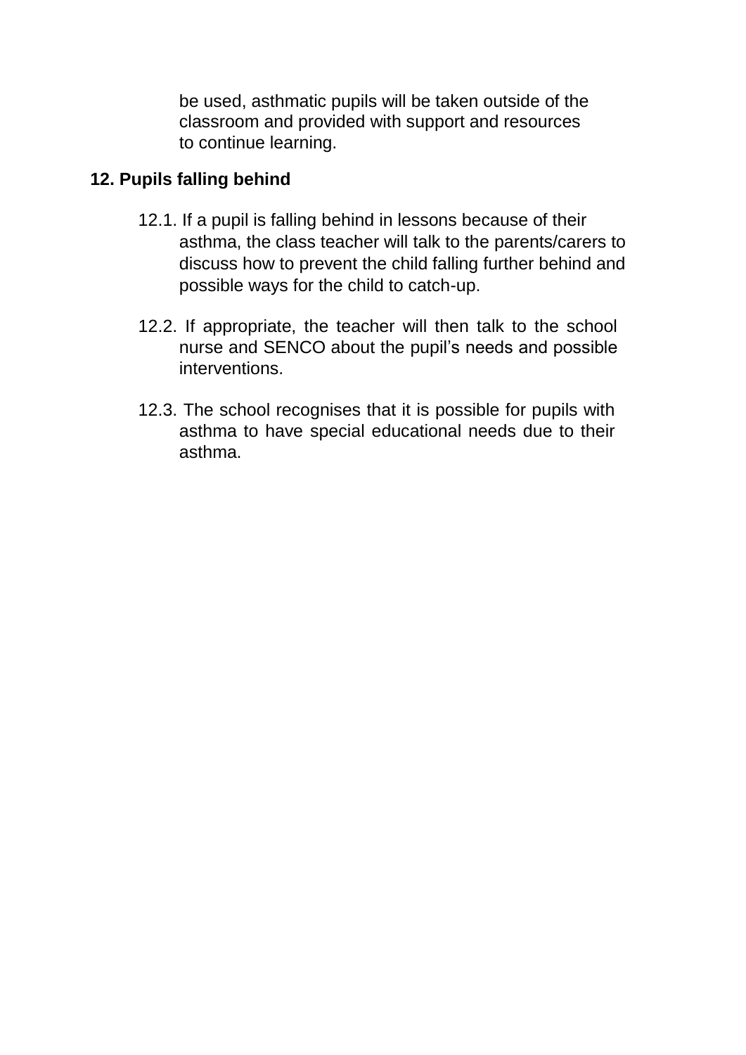be used, asthmatic pupils will be taken outside of the classroom and provided with support and resources to continue learning.

## 12. Pupils falling behind

12.1. If a pupil is falling behind in lessons because of their asthma, the class teacher will talk to the parents/carers to discuss how to prevent the child falling further behind and possible ways for the child to catch-up.

12.2. If appropriate, the teacher will then talk to the school nurse and SENCO about the pupil's needs and possible interventions.

12.3. The school recognises that it is possible for pupils with asthma to have special educational needs due to their asthma.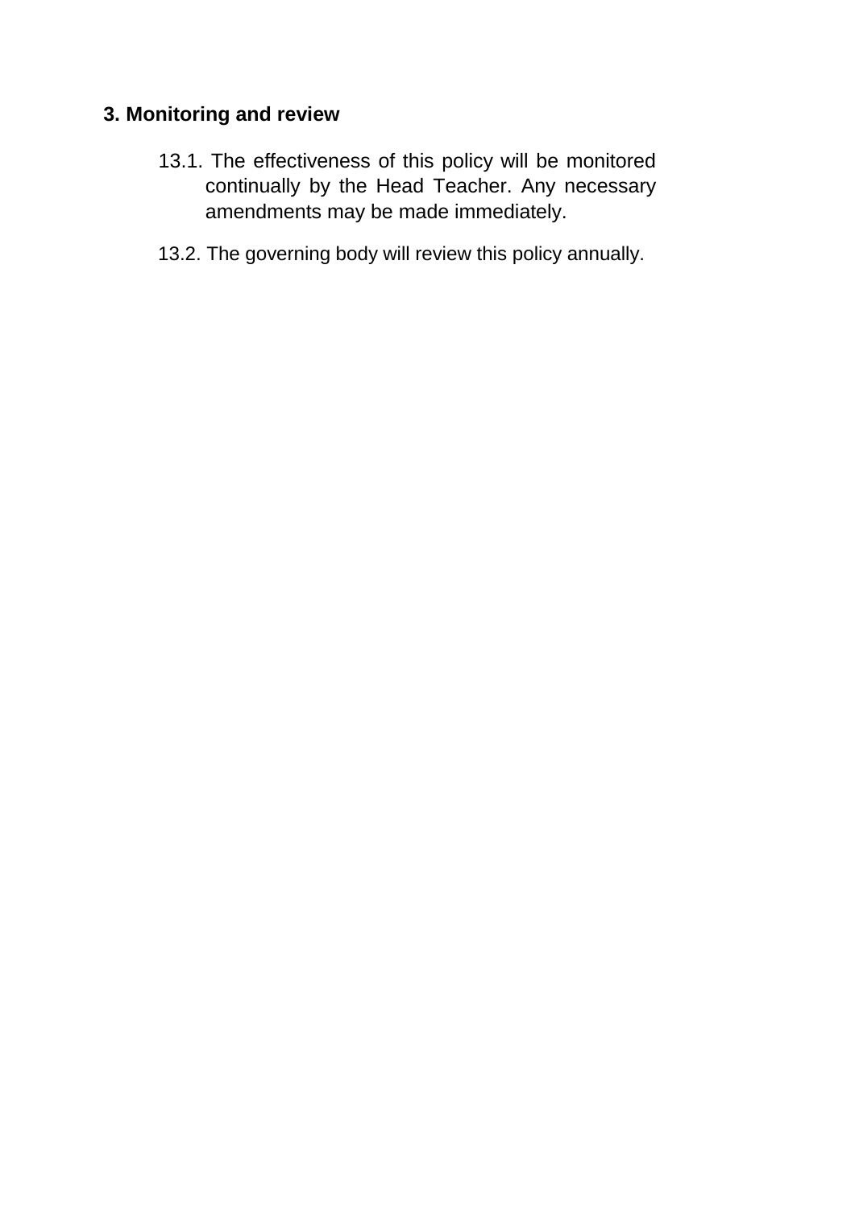## 3. Monitoring and review

13.1. The effectiveness of this policy will be monitored continually by the Head Teacher. Any necessary amendments may be made immediately.

13.2. The governing body will review this policy annually.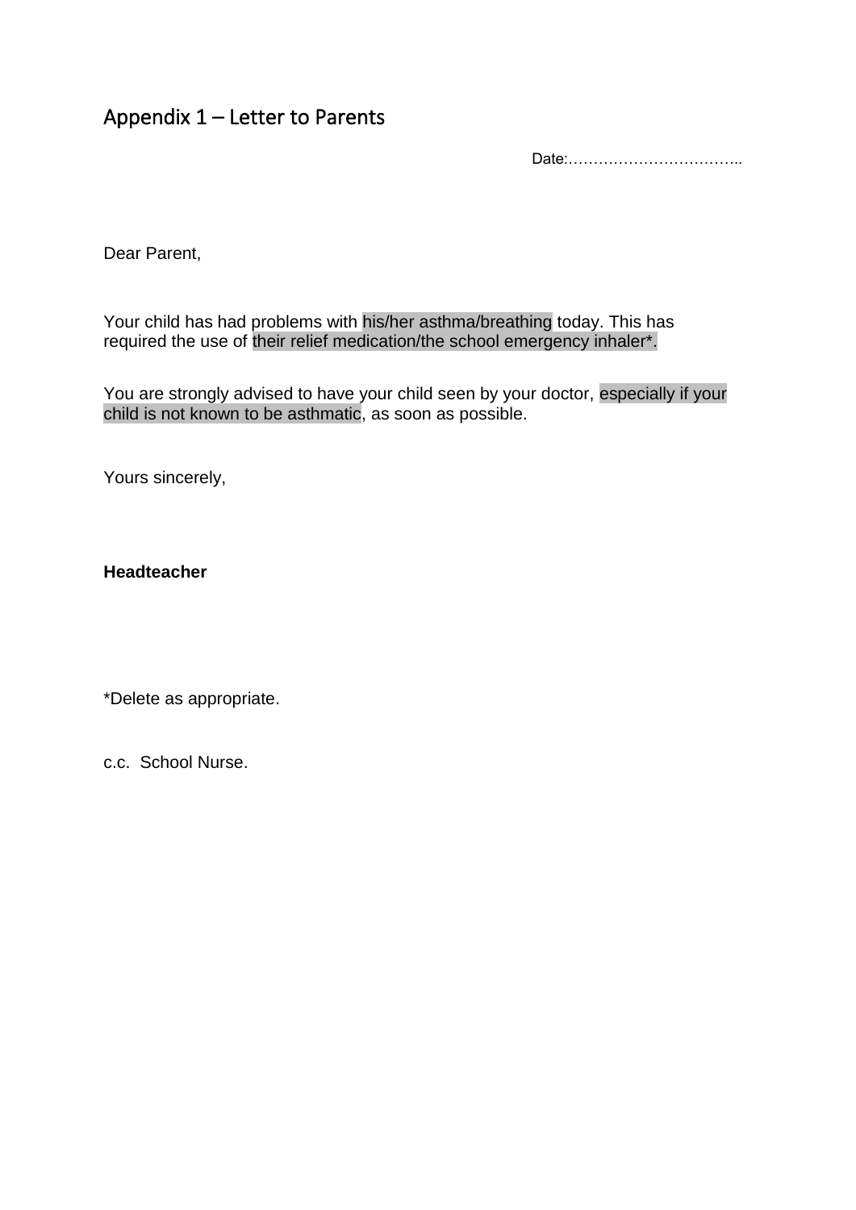## Appendix 1 – Letter to Parents

Date:……………………………..

Dear Parent,

Your child has had problems with his/her asthma/breathing today. This has required the use of their relief medication/the school emergency inhaler*.

You are strongly advised to have your child seen by your doctor, especially if your child is not known to be asthmatic, as soon as possible.

Yours sincerely,

**Headteacher**

*Delete as appropriate.

c.c. School Nurse.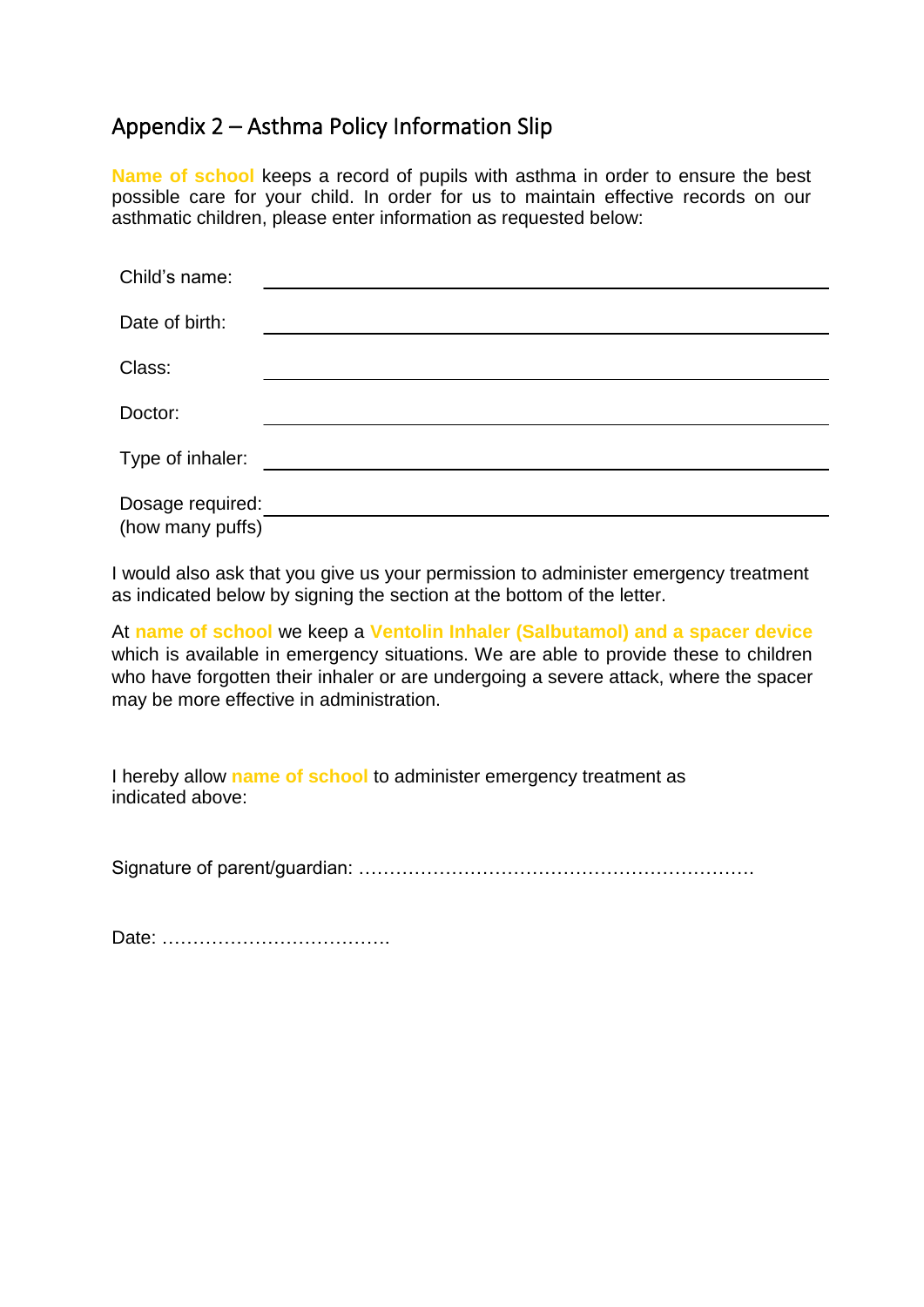## Appendix 2 – Asthma Policy Information Slip

**Name of school** keeps a record of pupils with asthma in order to ensure the best possible care for your child. In order for us to maintain effective records on our asthmatic children, please enter information as requested below:

Child's name: \_\_\_\_\_\_\_\_\_\_\_\_\_\_\_\_\_\_\_\_\_\_\_\_\_\_\_\_\_\_\_\_\_\_\_\_\_\_\_\_

Date of birth: \_\_\_\_\_\_\_\_\_\_\_\_\_\_\_\_\_\_\_\_\_\_\_\_\_\_\_\_\_\_\_\_\_\_\_\_\_\_\_\_

Class: \_\_\_\_\_\_\_\_\_\_\_\_\_\_\_\_\_\_\_\_\_\_\_\_\_\_\_\_\_\_\_\_\_\_\_\_\_\_\_\_

Doctor: \_\_\_\_\_\_\_\_\_\_\_\_\_\_\_\_\_\_\_\_\_\_\_\_\_\_\_\_\_\_\_\_\_\_\_\_\_\_\_\_

Type of inhaler: \_\_\_\_\_\_\_\_\_\_\_\_\_\_\_\_\_\_\_\_\_\_\_\_\_\_\_\_\_\_\_\_\_\_\_\_\_\_\_\_

Dosage required: \_\_\_\_\_\_\_\_\_\_\_\_\_\_\_\_\_\_\_\_\_\_\_\_\_\_\_\_\_\_\_\_\_\_\_\_\_\_\_\_
(how many puffs)

I would also ask that you give us your permission to administer emergency treatment as indicated below by signing the section at the bottom of the letter.

At **name of school** we keep a **Ventolin Inhaler (Salbutamol) and a spacer device** which is available in emergency situations. We are able to provide these to children who have forgotten their inhaler or are undergoing a severe attack, where the spacer may be more effective in administration.

I hereby allow **name of school** to administer emergency treatment as indicated above:

Signature of parent/guardian: ………………………………………………………

Date: ……………………………….